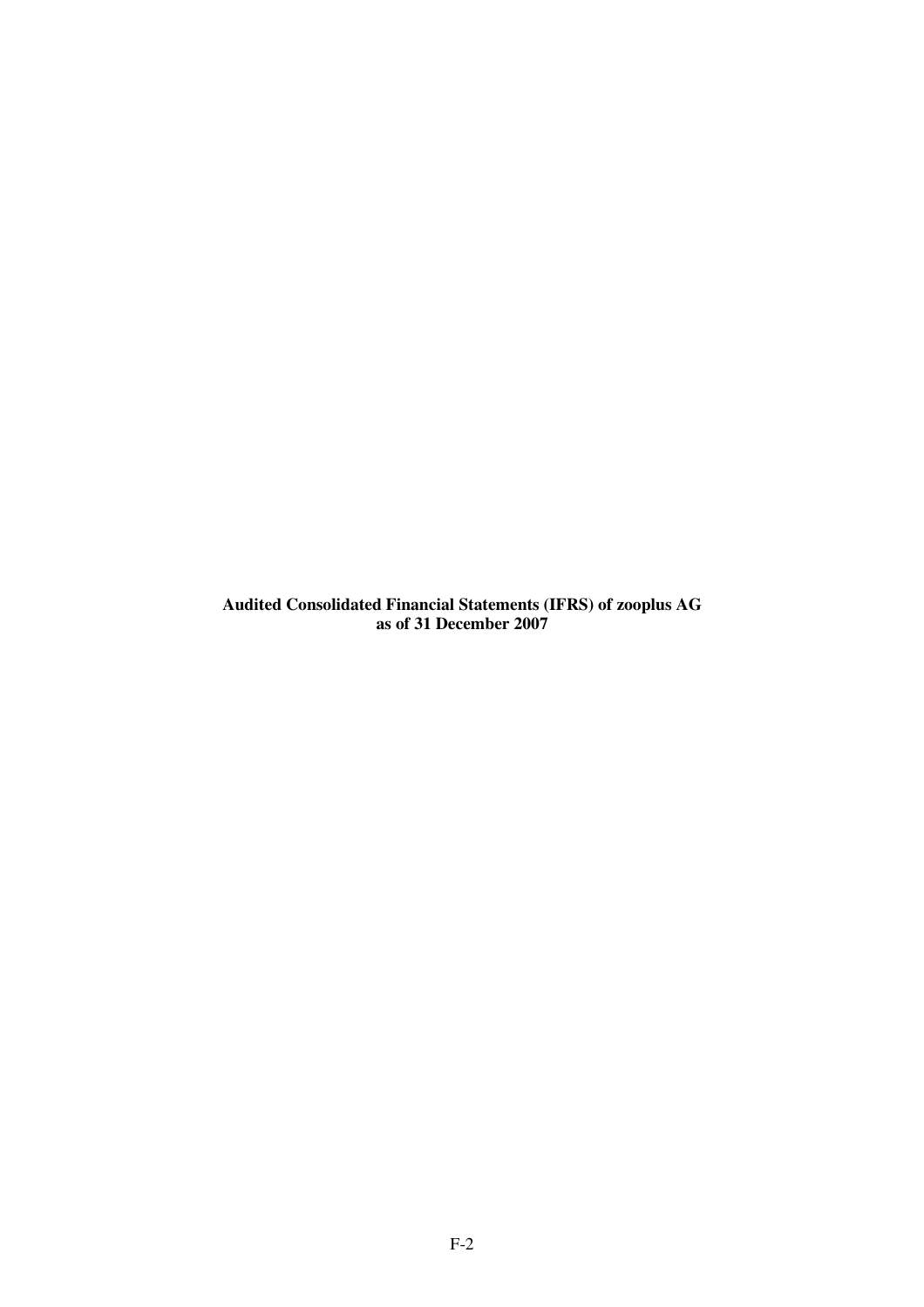**Audited Consolidated Financial Statements (IFRS) of zooplus AG**
**as of 31 December 2007**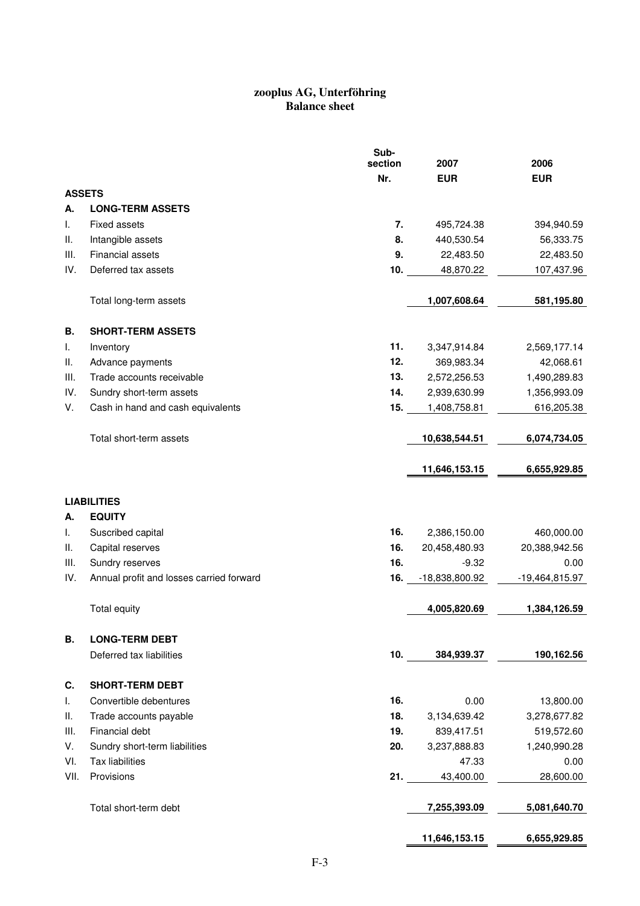# zooplus AG, Unterföhring
## Balance sheet

| | | Sub-section Nr. | 2007 EUR | 2006 EUR |
|---|---|---|---|---|
| **ASSETS** | | | | |
| **A.** | **LONG-TERM ASSETS** | | | |
| I. | Fixed assets | **7.** | 495,724.38 | 394,940.59 |
| II. | Intangible assets | **8.** | 440,530.54 | 56,333.75 |
| III. | Financial assets | **9.** | 22,483.50 | 22,483.50 |
| IV. | Deferred tax assets | **10.** | 48,870.22 | 107,437.96 |
| | Total long-term assets | | **1,007,608.64** | **581,195.80** |
| **B.** | **SHORT-TERM ASSETS** | | | |
| I. | Inventory | **11.** | 3,347,914.84 | 2,569,177.14 |
| II. | Advance payments | **12.** | 369,983.34 | 42,068.61 |
| III. | Trade accounts receivable | **13.** | 2,572,256.53 | 1,490,289.83 |
| IV. | Sundry short-term assets | **14.** | 2,939,630.99 | 1,356,993.09 |
| V. | Cash in hand and cash equivalents | **15.** | 1,408,758.81 | 616,205.38 |
| | Total short-term assets | | **10,638,544.51** | **6,074,734.05** |
| | | | **11,646,153.15** | **6,655,929.85** |
| **LIABILITIES** | | | | |
| **A.** | **EQUITY** | | | |
| I. | Suscribed capital | **16.** | 2,386,150.00 | 460,000.00 |
| II. | Capital reserves | **16.** | 20,458,480.93 | 20,388,942.56 |
| III. | Sundry reserves | **16.** | -9.32 | 0.00 |
| IV. | Annual profit and losses carried forward | **16.** | -18,838,800.92 | -19,464,815.97 |
| | Total equity | | **4,005,820.69** | **1,384,126.59** |
| **B.** | **LONG-TERM DEBT** | | | |
| | Deferred tax liabilities | **10.** | **384,939.37** | **190,162.56** |
| **C.** | **SHORT-TERM DEBT** | | | |
| I. | Convertible debentures | **16.** | 0.00 | 13,800.00 |
| II. | Trade accounts payable | **18.** | 3,134,639.42 | 3,278,677.82 |
| III. | Financial debt | **19.** | 839,417.51 | 519,572.60 |
| V. | Sundry short-term liabilities | **20.** | 3,237,888.83 | 1,240,990.28 |
| VI. | Tax liabilities | | 47.33 | 0.00 |
| VII. | Provisions | **21.** | 43,400.00 | 28,600.00 |
| | Total short-term debt | | **7,255,393.09** | **5,081,640.70** |
| | | | **11,646,153.15** | **6,655,929.85** |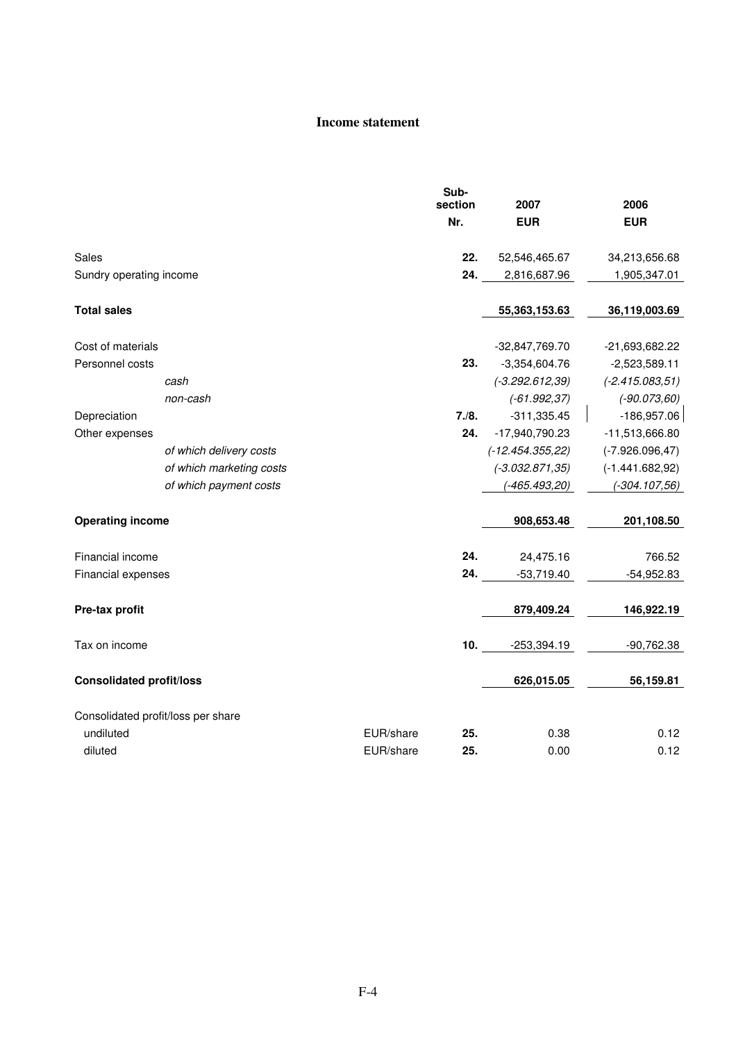# Income statement

| | | Sub-section Nr. | 2007 EUR | 2006 EUR |
|---|---|---|---|---|
| Sales | | **22.** | 52,546,465.67 | 34,213,656.68 |
| Sundry operating income | | **24.** | 2,816,687.96 | 1,905,347.01 |
| **Total sales** | | | **55,363,153.63** | **36,119,003.69** |
| Cost of materials | | | -32,847,769.70 | -21,693,682.22 |
| Personnel costs | | **23.** | -3,354,604.76 | -2,523,589.11 |
| *cash* | | | *(-3.292.612,39)* | *(-2.415.083,51)* |
| *non-cash* | | | *(-61.992,37)* | *(-90.073,60)* |
| Depreciation | | **7./8.** | -311,335.45 | -186,957.06 |
| Other expenses | | **24.** | -17,940,790.23 | -11,513,666.80 |
| *of which delivery costs* | | | *(-12.454.355,22)* | *(-7.926.096,47)* |
| *of which marketing costs* | | | *(-3.032.871,35)* | *(-1.441.682,92)* |
| *of which payment costs* | | | *(-465.493,20)* | *(-304.107,56)* |
| **Operating income** | | | **908,653.48** | **201,108.50** |
| Financial income | | **24.** | 24,475.16 | 766.52 |
| Financial expenses | | **24.** | -53,719.40 | -54,952.83 |
| **Pre-tax profit** | | | **879,409.24** | **146,922.19** |
| Tax on income | | **10.** | -253,394.19 | -90,762.38 |
| **Consolidated profit/loss** | | | **626,015.05** | **56,159.81** |
| Consolidated profit/loss per share | | | | |
| undiluted | EUR/share | **25.** | 0.38 | 0.12 |
| diluted | EUR/share | **25.** | 0.00 | 0.12 |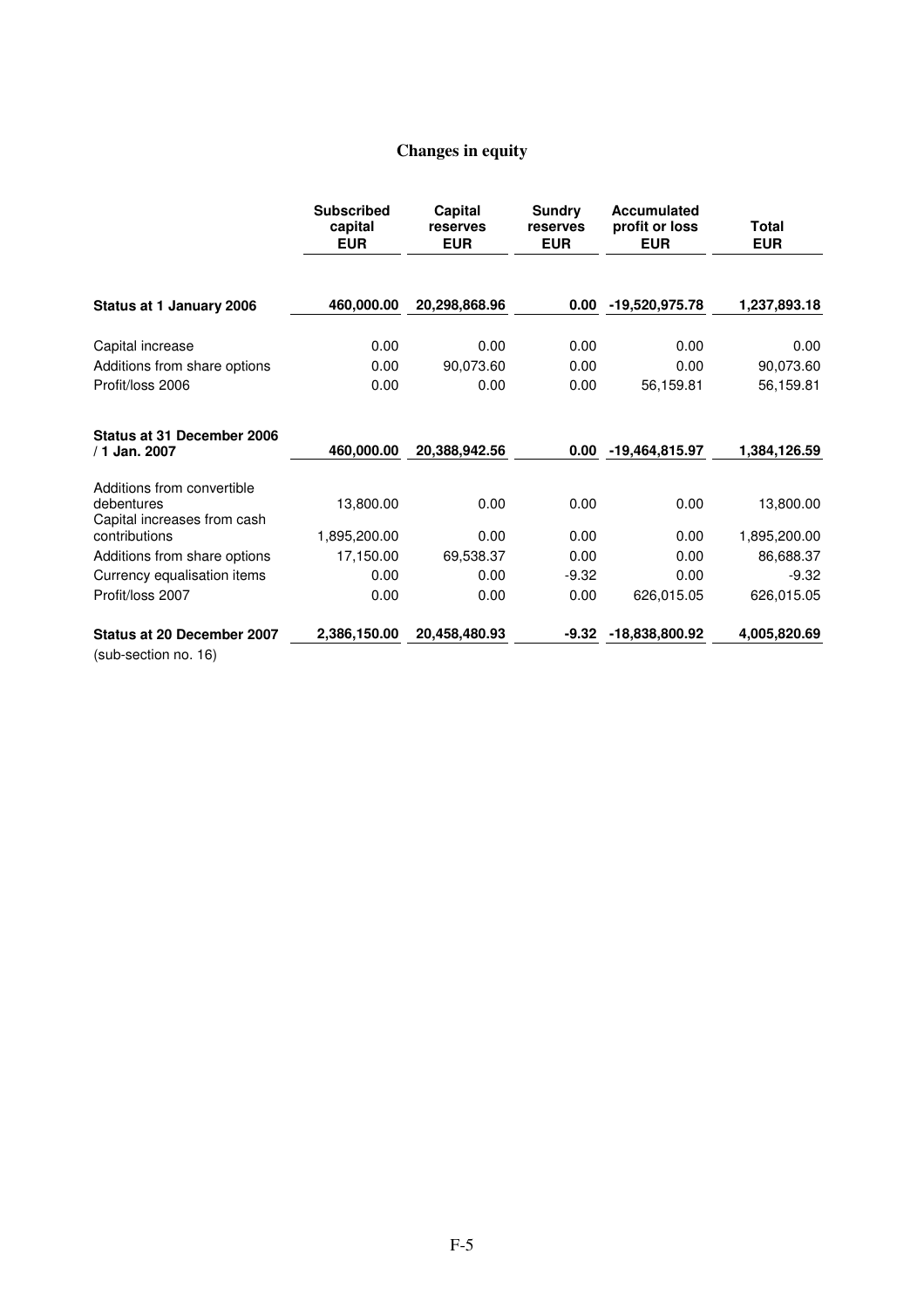# Changes in equity

| | Subscribed capital EUR | Capital reserves EUR | Sundry reserves EUR | Accumulated profit or loss EUR | Total EUR |
|---|---|---|---|---|---|
| **Status at 1 January 2006** | **460,000.00** | **20,298,868.96** | **0.00** | **-19,520,975.78** | **1,237,893.18** |
| Capital increase | 0.00 | 0.00 | 0.00 | 0.00 | 0.00 |
| Additions from share options | 0.00 | 90,073.60 | 0.00 | 0.00 | 90,073.60 |
| Profit/loss 2006 | 0.00 | 0.00 | 0.00 | 56,159.81 | 56,159.81 |
| **Status at 31 December 2006 / 1 Jan. 2007** | **460,000.00** | **20,388,942.56** | **0.00** | **-19,464,815.97** | **1,384,126.59** |
| Additions from convertible debentures | 13,800.00 | 0.00 | 0.00 | 0.00 | 13,800.00 |
| Capital increases from cash contributions | 1,895,200.00 | 0.00 | 0.00 | 0.00 | 1,895,200.00 |
| Additions from share options | 17,150.00 | 69,538.37 | 0.00 | 0.00 | 86,688.37 |
| Currency equalisation items | 0.00 | 0.00 | -9.32 | 0.00 | -9.32 |
| Profit/loss 2007 | 0.00 | 0.00 | 0.00 | 626,015.05 | 626,015.05 |
| **Status at 20 December 2007** | **2,386,150.00** | **20,458,480.93** | **-9.32** | **-18,838,800.92** | **4,005,820.69** |

(sub-section no. 16)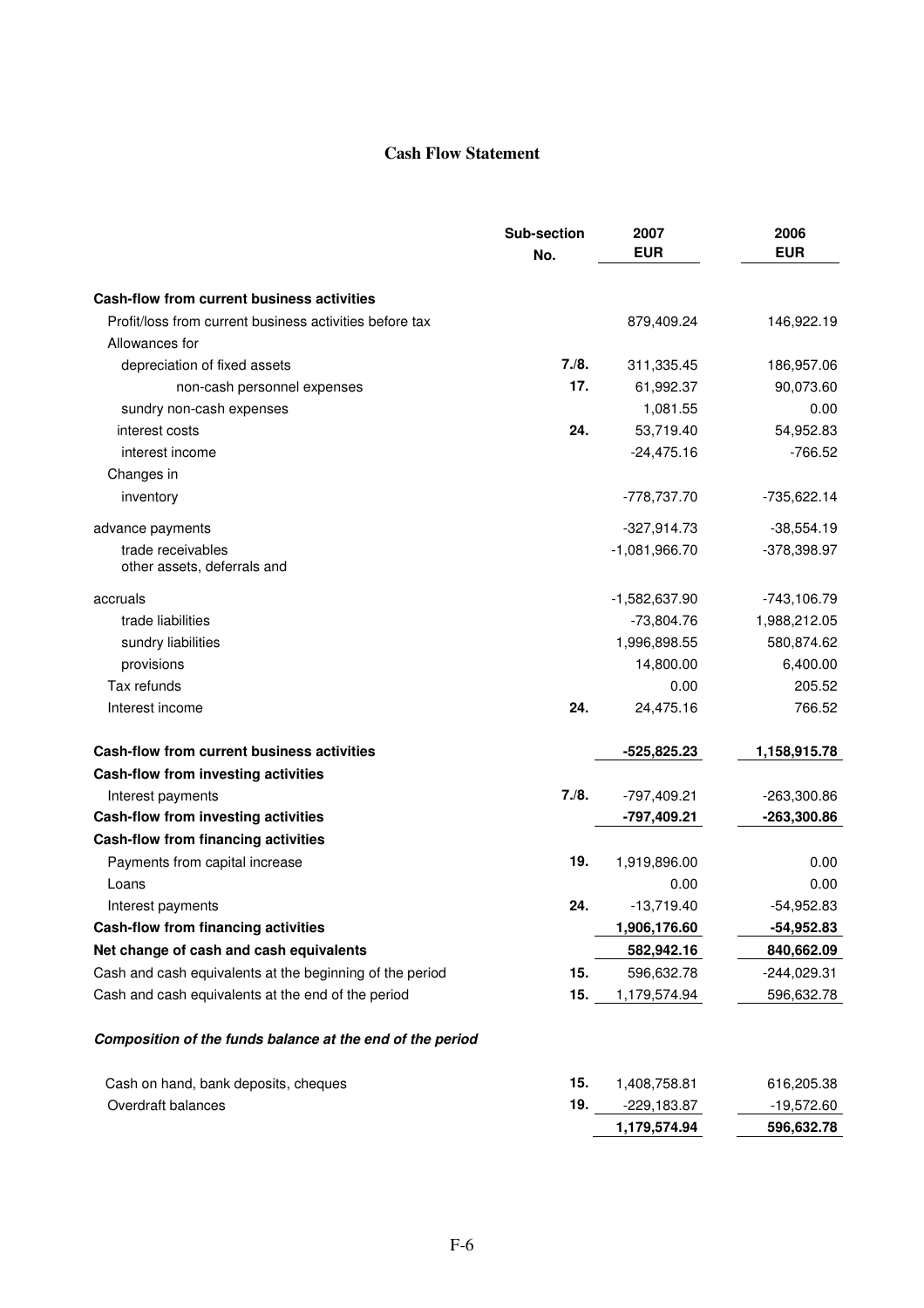# Cash Flow Statement

| | Sub-section No. | 2007 EUR | 2006 EUR |
|---|---|---|---|
| **Cash-flow from current business activities** | | | |
| Profit/loss from current business activities before tax | | 879,409.24 | 146,922.19 |
| Allowances for | | | |
| depreciation of fixed assets | 7./8. | 311,335.45 | 186,957.06 |
| non-cash personnel expenses | 17. | 61,992.37 | 90,073.60 |
| sundry non-cash expenses | | 1,081.55 | 0.00 |
| interest costs | 24. | 53,719.40 | 54,952.83 |
| interest income | | -24,475.16 | -766.52 |
| Changes in | | | |
| inventory | | -778,737.70 | -735,622.14 |
| advance payments | | -327,914.73 | -38,554.19 |
| trade receivables | | -1,081,966.70 | -378,398.97 |
| other assets, deferrals and accruals | | -1,582,637.90 | -743,106.79 |
| trade liabilities | | -73,804.76 | 1,988,212.05 |
| sundry liabilities | | 1,996,898.55 | 580,874.62 |
| provisions | | 14,800.00 | 6,400.00 |
| Tax refunds | | 0.00 | 205.52 |
| Interest income | 24. | 24,475.16 | 766.52 |
| **Cash-flow from current business activities** | | **-525,825.23** | **1,158,915.78** |
| **Cash-flow from investing activities** | | | |
| Interest payments | 7./8. | -797,409.21 | -263,300.86 |
| **Cash-flow from investing activities** | | **-797,409.21** | **-263,300.86** |
| **Cash-flow from financing activities** | | | |
| Payments from capital increase | 19. | 1,919,896.00 | 0.00 |
| Loans | | 0.00 | 0.00 |
| Interest payments | 24. | -13,719.40 | -54,952.83 |
| **Cash-flow from financing activities** | | **1,906,176.60** | **-54,952.83** |
| **Net change of cash and cash equivalents** | | **582,942.16** | **840,662.09** |
| Cash and cash equivalents at the beginning of the period | 15. | 596,632.78 | -244,029.31 |
| Cash and cash equivalents at the end of the period | 15. | 1,179,574.94 | 596,632.78 |

***Composition of the funds balance at the end of the period***

| | Sub-section No. | 2007 EUR | 2006 EUR |
|---|---|---|---|
| Cash on hand, bank deposits, cheques | 15. | 1,408,758.81 | 616,205.38 |
| Overdraft balances | 19. | -229,183.87 | -19,572.60 |
| | | **1,179,574.94** | **596,632.78** |